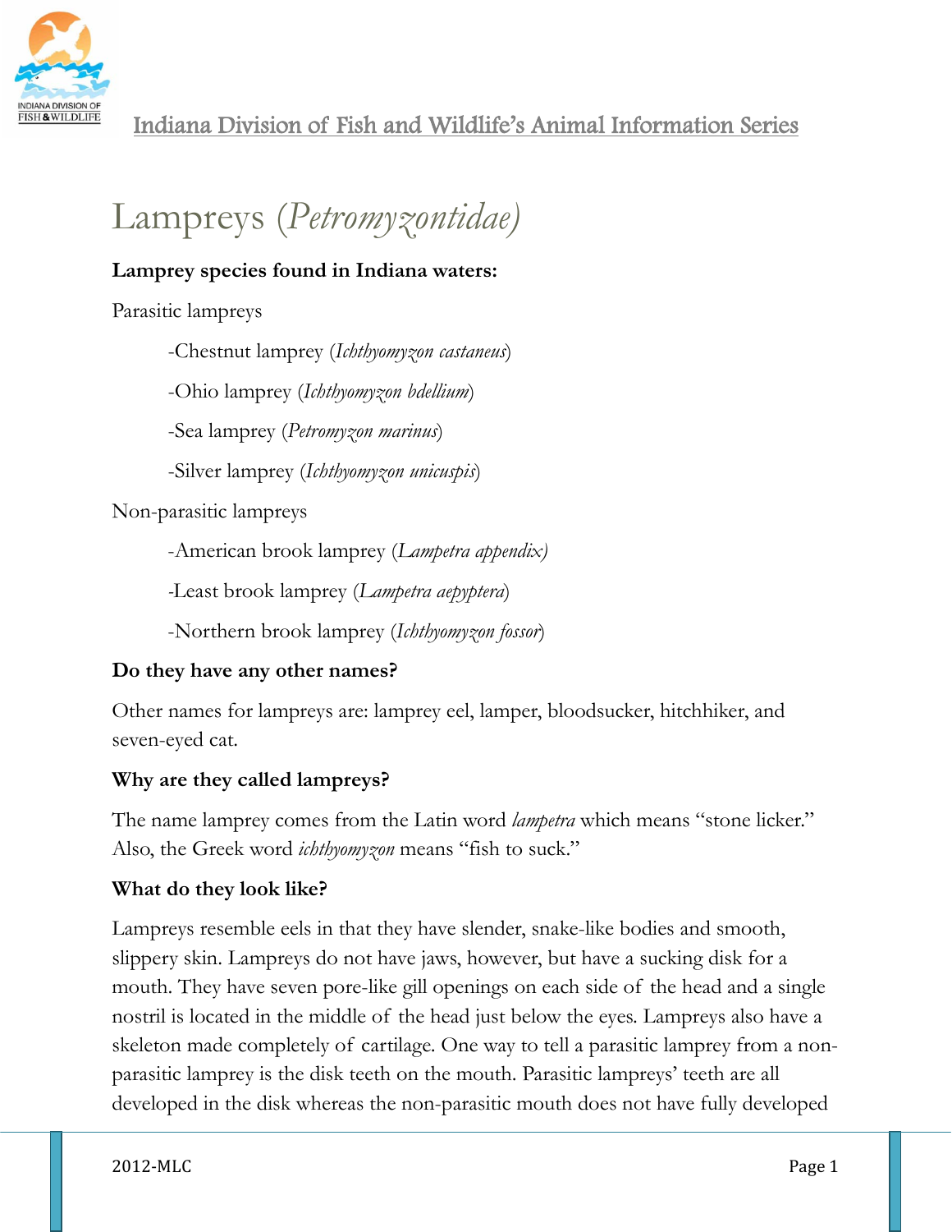Indiana Division of Fish and Wildlife's Animal Information Series

# Lampreys (*Petromyzontidae*)

**Lamprey species found in Indiana waters:**

Parasitic lampreys

-Chestnut lamprey (*Ichthyomyzon castaneus*)

-Ohio lamprey (*Ichthyomyzon bdellium*)

-Sea lamprey (*Petromyzon marinus*)

-Silver lamprey (*Ichthyomyzon unicuspis*)

Non-parasitic lampreys

-American brook lamprey (*Lampetra appendix)*

-Least brook lamprey (*Lampetra aepyptera*)

-Northern brook lamprey (*Ichthyomyzon fossor*)

**Do they have any other names?**

Other names for lampreys are: lamprey eel, lamper, bloodsucker, hitchhiker, and seven-eyed cat.

**Why are they called lampreys?**

The name lamprey comes from the Latin word *lampetra* which means "stone licker." Also, the Greek word *ichthyomyzon* means "fish to suck."

**What do they look like?**

Lampreys resemble eels in that they have slender, snake-like bodies and smooth, slippery skin. Lampreys do not have jaws, however, but have a sucking disk for a mouth. They have seven pore-like gill openings on each side of the head and a single nostril is located in the middle of the head just below the eyes. Lampreys also have a skeleton made completely of cartilage. One way to tell a parasitic lamprey from a non-parasitic lamprey is the disk teeth on the mouth. Parasitic lampreys' teeth are all developed in the disk whereas the non-parasitic mouth does not have fully developed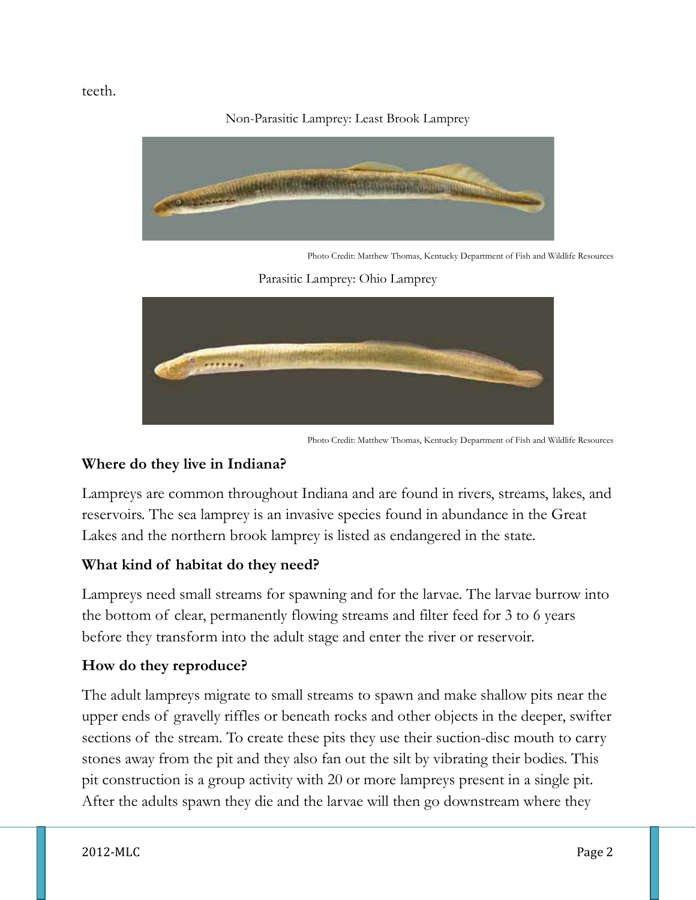teeth.

Non-Parasitic Lamprey: Least Brook Lamprey

Photo Credit: Matthew Thomas, Kentucky Department of Fish and Wildlife Resources

Parasitic Lamprey: Ohio Lamprey

Photo Credit: Matthew Thomas, Kentucky Department of Fish and Wildlife Resources

**Where do they live in Indiana?**

Lampreys are common throughout Indiana and are found in rivers, streams, lakes, and reservoirs. The sea lamprey is an invasive species found in abundance in the Great Lakes and the northern brook lamprey is listed as endangered in the state.

**What kind of habitat do they need?**

Lampreys need small streams for spawning and for the larvae. The larvae burrow into the bottom of clear, permanently flowing streams and filter feed for 3 to 6 years before they transform into the adult stage and enter the river or reservoir.

**How do they reproduce?**

The adult lampreys migrate to small streams to spawn and make shallow pits near the upper ends of gravelly riffles or beneath rocks and other objects in the deeper, swifter sections of the stream. To create these pits they use their suction-disc mouth to carry stones away from the pit and they also fan out the silt by vibrating their bodies. This pit construction is a group activity with 20 or more lampreys present in a single pit. After the adults spawn they die and the larvae will then go downstream where they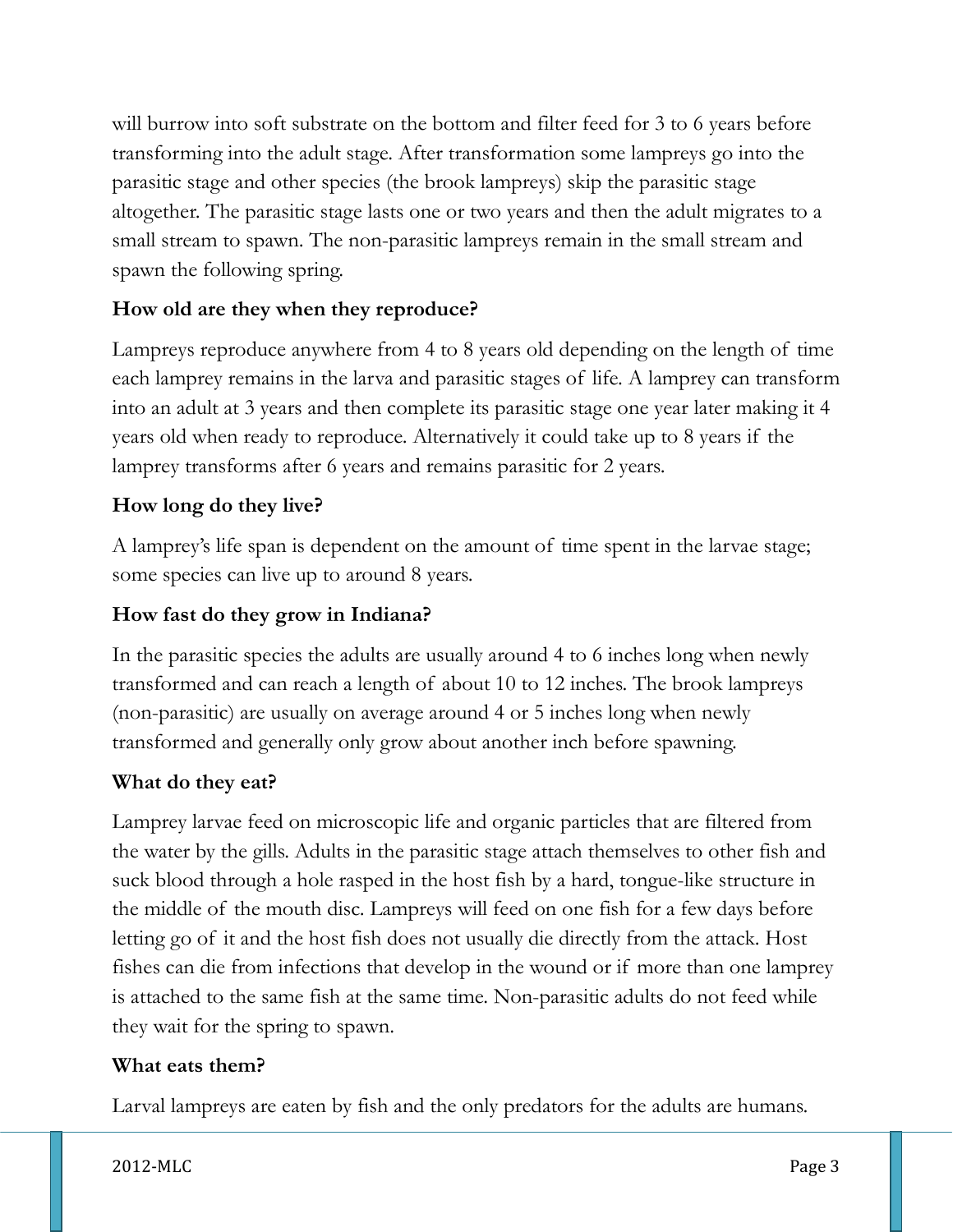will burrow into soft substrate on the bottom and filter feed for 3 to 6 years before transforming into the adult stage. After transformation some lampreys go into the parasitic stage and other species (the brook lampreys) skip the parasitic stage altogether. The parasitic stage lasts one or two years and then the adult migrates to a small stream to spawn. The non-parasitic lampreys remain in the small stream and spawn the following spring.

**How old are they when they reproduce?**

Lampreys reproduce anywhere from 4 to 8 years old depending on the length of time each lamprey remains in the larva and parasitic stages of life. A lamprey can transform into an adult at 3 years and then complete its parasitic stage one year later making it 4 years old when ready to reproduce. Alternatively it could take up to 8 years if the lamprey transforms after 6 years and remains parasitic for 2 years.

**How long do they live?**

A lamprey's life span is dependent on the amount of time spent in the larvae stage; some species can live up to around 8 years.

**How fast do they grow in Indiana?**

In the parasitic species the adults are usually around 4 to 6 inches long when newly transformed and can reach a length of about 10 to 12 inches. The brook lampreys (non-parasitic) are usually on average around 4 or 5 inches long when newly transformed and generally only grow about another inch before spawning.

**What do they eat?**

Lamprey larvae feed on microscopic life and organic particles that are filtered from the water by the gills. Adults in the parasitic stage attach themselves to other fish and suck blood through a hole rasped in the host fish by a hard, tongue-like structure in the middle of the mouth disc. Lampreys will feed on one fish for a few days before letting go of it and the host fish does not usually die directly from the attack. Host fishes can die from infections that develop in the wound or if more than one lamprey is attached to the same fish at the same time. Non-parasitic adults do not feed while they wait for the spring to spawn.

**What eats them?**

Larval lampreys are eaten by fish and the only predators for the adults are humans.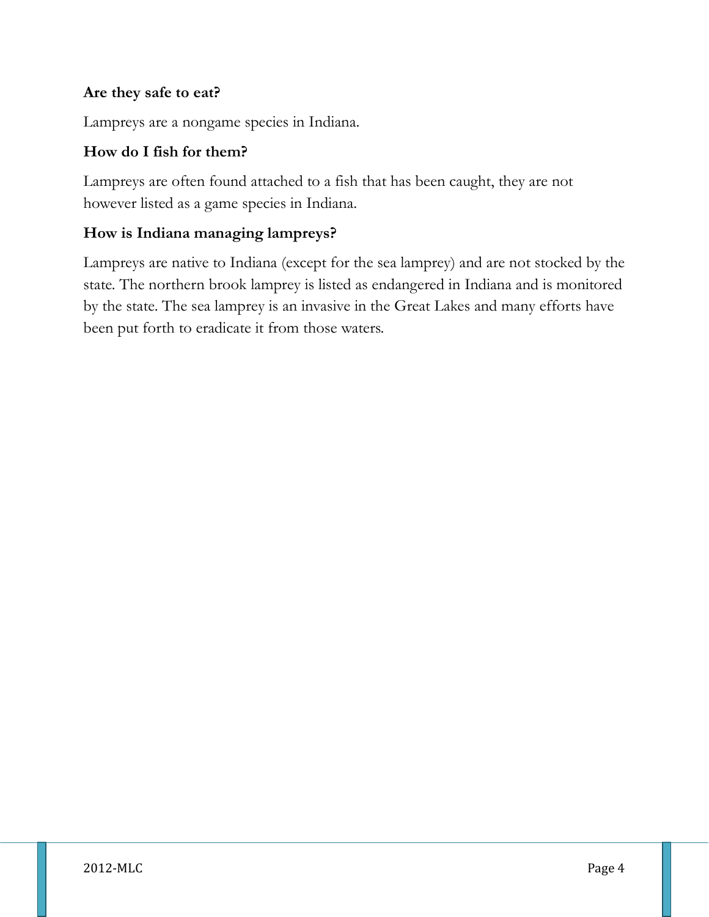**Are they safe to eat?**

Lampreys are a nongame species in Indiana.

**How do I fish for them?**

Lampreys are often found attached to a fish that has been caught, they are not however listed as a game species in Indiana.

**How is Indiana managing lampreys?**

Lampreys are native to Indiana (except for the sea lamprey) and are not stocked by the state. The northern brook lamprey is listed as endangered in Indiana and is monitored by the state. The sea lamprey is an invasive in the Great Lakes and many efforts have been put forth to eradicate it from those waters.